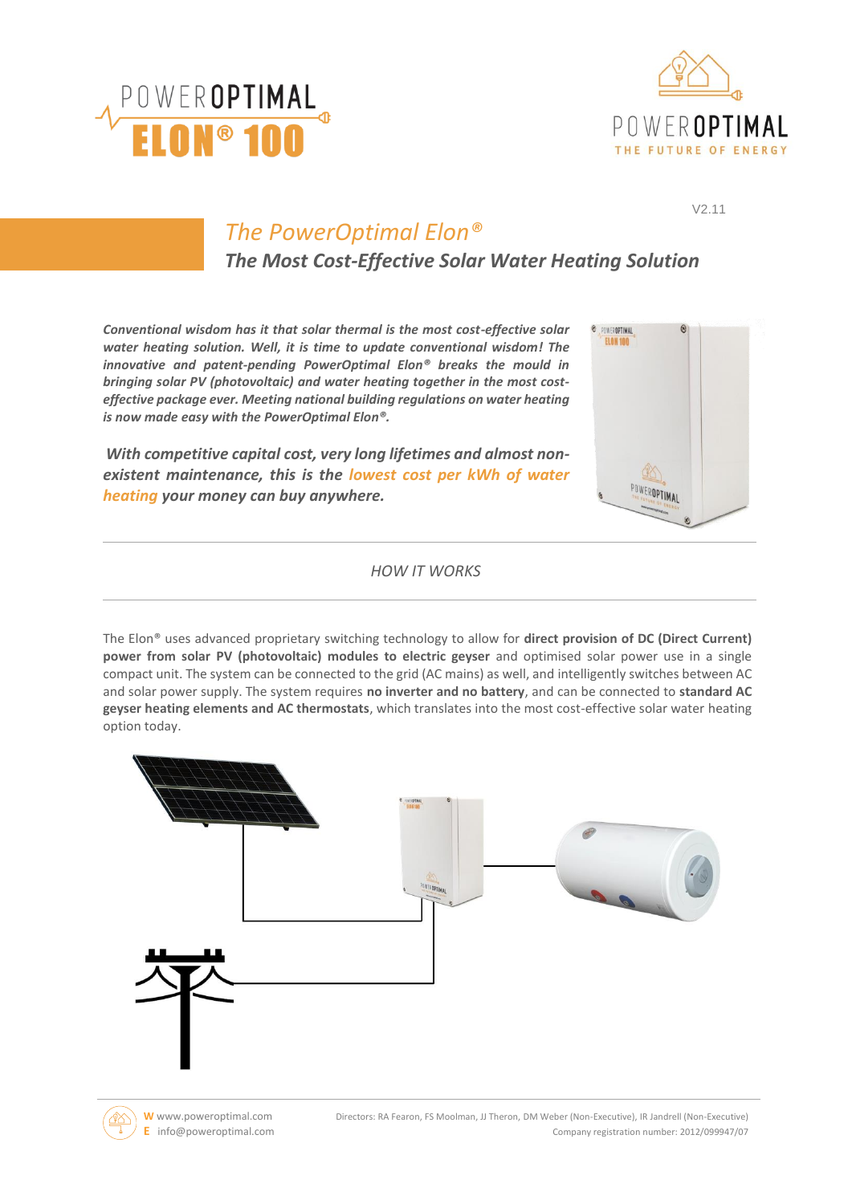V2.11

# *The PowerOptimal Elon®*

## *The Most Cost-Effective Solar Water Heating Solution*

***Conventional wisdom has it that solar thermal is the most cost-effective solar water heating solution. Well, it is time to update conventional wisdom! The innovative and patent-pending PowerOptimal Elon® breaks the mould in bringing solar PV (photovoltaic) and water heating together in the most cost-effective package ever. Meeting national building regulations on water heating is now made easy with the PowerOptimal Elon®.***

***With competitive capital cost, very long lifetimes and almost non-existent maintenance, this is the lowest cost per kWh of water heating your money can buy anywhere.***

---

*HOW IT WORKS*

---

The Elon® uses advanced proprietary switching technology to allow for **direct provision of DC (Direct Current) power from solar PV (photovoltaic) modules to electric geyser** and optimised solar power use in a single compact unit. The system can be connected to the grid (AC mains) as well, and intelligently switches between AC and solar power supply. The system requires **no inverter and no battery**, and can be connected to **standard AC geyser heating elements and AC thermostats**, which translates into the most cost-effective solar water heating option today.

W www.poweroptimal.com
E info@poweroptimal.com

Directors: RA Fearon, FS Moolman, JJ Theron, DM Weber (Non-Executive), IR Jandrell (Non-Executive)
Company registration number: 2012/099947/07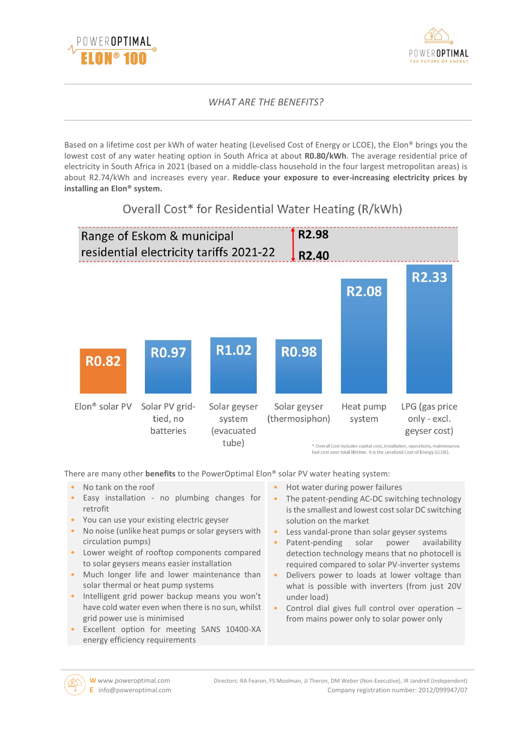## *WHAT ARE THE BENEFITS?*

Based on a lifetime cost per kWh of water heating (Levelised Cost of Energy or LCOE), the Elon® brings you the lowest cost of any water heating option in South Africa at about **R0.80/kWh**. The average residential price of electricity in South Africa in 2021 (based on a middle-class household in the four largest metropolitan areas) is about R2.74/kWh and increases every year. **Reduce your exposure to ever-increasing electricity prices by installing an Elon® system.**

### Overall Cost* for Residential Water Heating (R/kWh)

Range of Eskom & municipal residential electricity tariffs 2021-22: R2.40 – R2.98

| Option | Overall Cost (R/kWh) |
|---|---|
| Elon® solar PV | R0.82 |
| Solar PV grid-tied, no batteries | R0.97 |
| Solar geyser system (evacuated tube) | R1.02 |
| Solar geyser (thermosiphon) | R0.98 |
| Heat pump system | R2.08 |
| LPG (gas price only - excl. geyser cost) | R2.33 |

\* Overall Cost includes capital cost, installation, operations, maintenance, fuel cost over total lifetime. It is the Levelized Cost of Energy (LCOE).

There are many other **benefits** to the PowerOptimal Elon® solar PV water heating system:

- No tank on the roof
- Easy installation - no plumbing changes for retrofit
- You can use your existing electric geyser
- No noise (unlike heat pumps or solar geysers with circulation pumps)
- Lower weight of rooftop components compared to solar geysers means easier installation
- Much longer life and lower maintenance than solar thermal or heat pump systems
- Intelligent grid power backup means you won't have cold water even when there is no sun, whilst grid power use is minimised
- Excellent option for meeting SANS 10400-XA energy efficiency requirements
- Hot water during power failures
- The patent-pending AC-DC switching technology is the smallest and lowest cost solar DC switching solution on the market
- Less vandal-prone than solar geyser systems
- Patent-pending solar power availability detection technology means that no photocell is required compared to solar PV-inverter systems
- Delivers power to loads at lower voltage than what is possible with inverters (from just 20V under load)
- Control dial gives full control over operation – from mains power only to solar power only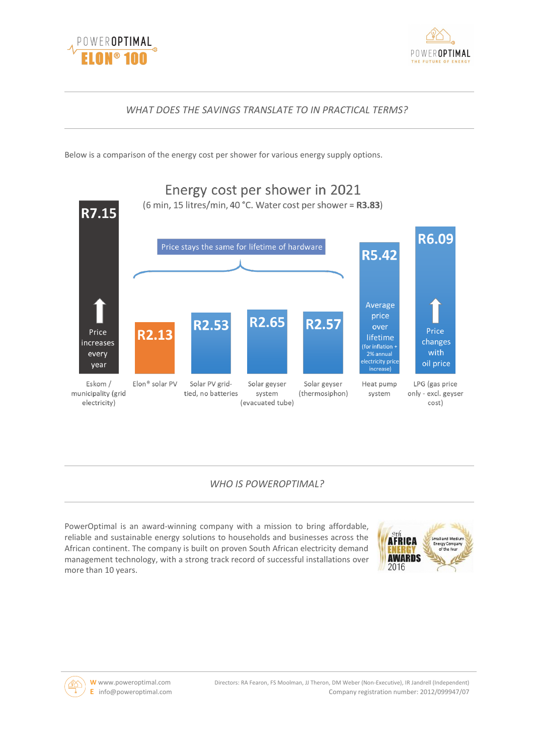## *WHAT DOES THE SAVINGS TRANSLATE TO IN PRACTICAL TERMS?*

Below is a comparison of the energy cost per shower for various energy supply options.

### Energy cost per shower in 2021

(6 min, 15 litres/min, 40 °C. Water cost per shower = **R3.83**)

| Energy supply option | Energy cost per shower | Note |
|---|---|---|
| Eskom / municipality (grid electricity) | R7.15 | Price increases every year |
| Elon® solar PV | R2.13 | Price stays the same for lifetime of hardware |
| Solar PV grid-tied, no batteries | R2.53 | Price stays the same for lifetime of hardware |
| Solar geyser system (evacuated tube) | R2.65 | Price stays the same for lifetime of hardware |
| Solar geyser (thermosiphon) | R2.57 | Price stays the same for lifetime of hardware |
| Heat pump system | R5.42 | Average price over lifetime (for inflation + 2% annual electricity price increase) |
| LPG (gas price only - excl. geyser cost) | R6.09 | Price changes with oil price |

## *WHO IS POWEROPTIMAL?*

PowerOptimal is an award-winning company with a mission to bring affordable, reliable and sustainable energy solutions to households and businesses across the African continent. The company is built on proven South African electricity demand management technology, with a strong track record of successful installations over more than 10 years.

9th Africa Energy Awards 2016 – Small and Medium Energy Company of the Year

W www.poweroptimal.com
E info@poweroptimal.com

Directors: RA Fearon, FS Moolman, JJ Theron, DM Weber (Non-Executive), IR Jandrell (Independent)
Company registration number: 2012/099947/07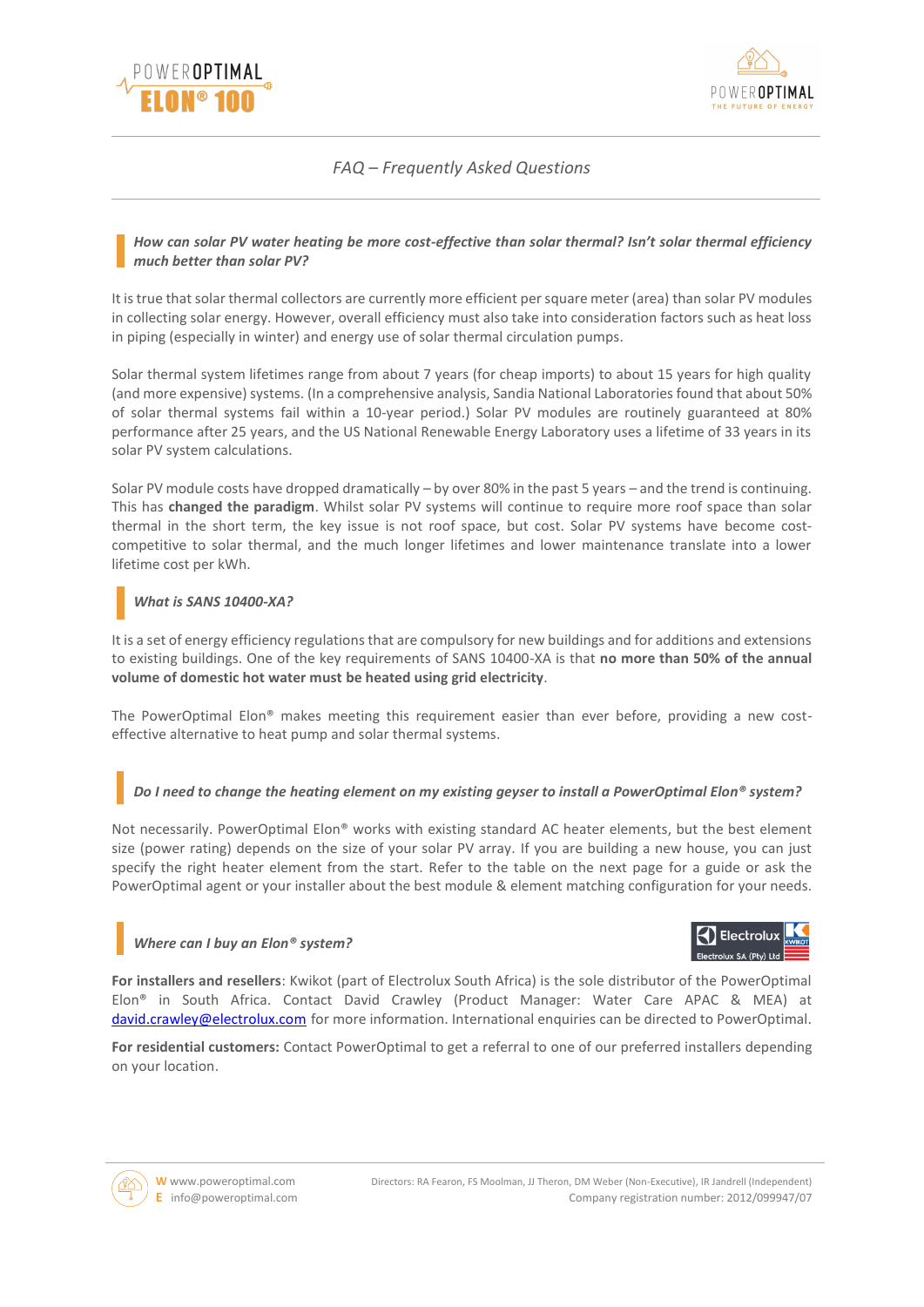## *FAQ – Frequently Asked Questions*

### ***How can solar PV water heating be more cost-effective than solar thermal? Isn't solar thermal efficiency much better than solar PV?***

It is true that solar thermal collectors are currently more efficient per square meter (area) than solar PV modules in collecting solar energy. However, overall efficiency must also take into consideration factors such as heat loss in piping (especially in winter) and energy use of solar thermal circulation pumps.

Solar thermal system lifetimes range from about 7 years (for cheap imports) to about 15 years for high quality (and more expensive) systems. (In a comprehensive analysis, Sandia National Laboratories found that about 50% of solar thermal systems fail within a 10-year period.) Solar PV modules are routinely guaranteed at 80% performance after 25 years, and the US National Renewable Energy Laboratory uses a lifetime of 33 years in its solar PV system calculations.

Solar PV module costs have dropped dramatically – by over 80% in the past 5 years – and the trend is continuing. This has **changed the paradigm**. Whilst solar PV systems will continue to require more roof space than solar thermal in the short term, the key issue is not roof space, but cost. Solar PV systems have become cost-competitive to solar thermal, and the much longer lifetimes and lower maintenance translate into a lower lifetime cost per kWh.

### ***What is SANS 10400-XA?***

It is a set of energy efficiency regulations that are compulsory for new buildings and for additions and extensions to existing buildings. One of the key requirements of SANS 10400-XA is that **no more than 50% of the annual volume of domestic hot water must be heated using grid electricity**.

The PowerOptimal Elon® makes meeting this requirement easier than ever before, providing a new cost-effective alternative to heat pump and solar thermal systems.

### ***Do I need to change the heating element on my existing geyser to install a PowerOptimal Elon® system?***

Not necessarily. PowerOptimal Elon® works with existing standard AC heater elements, but the best element size (power rating) depends on the size of your solar PV array. If you are building a new house, you can just specify the right heater element from the start. Refer to the table on the next page for a guide or ask the PowerOptimal agent or your installer about the best module & element matching configuration for your needs.

### ***Where can I buy an Elon® system?***

**For installers and resellers**: Kwikot (part of Electrolux South Africa) is the sole distributor of the PowerOptimal Elon® in South Africa. Contact David Crawley (Product Manager: Water Care APAC & MEA) at david.crawley@electrolux.com for more information. International enquiries can be directed to PowerOptimal.

**For residential customers:** Contact PowerOptimal to get a referral to one of our preferred installers depending on your location.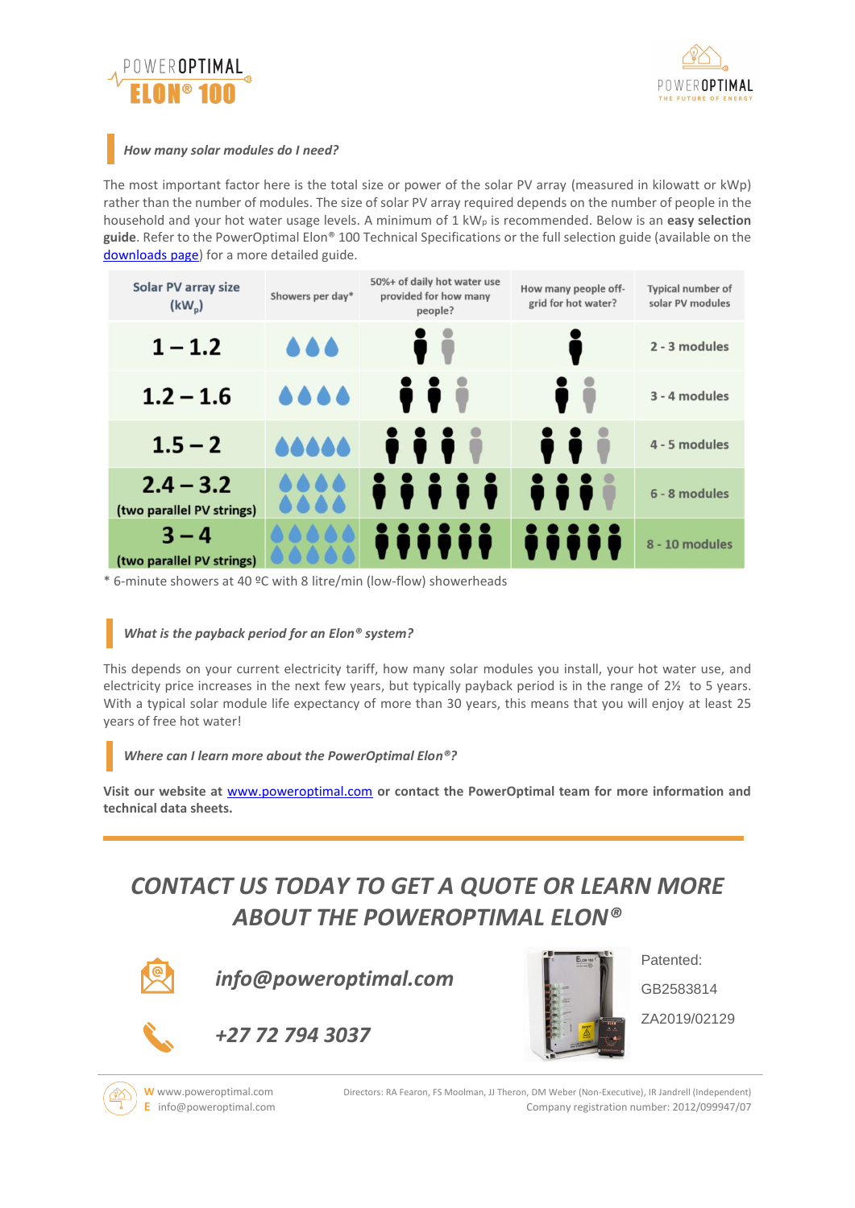POWEROPTIMAL **ELON® 100**

POWEROPTIMAL THE FUTURE OF ENERGY

### *How many solar modules do I need?*

The most important factor here is the total size or power of the solar PV array (measured in kilowatt or kWp) rather than the number of modules. The size of solar PV array required depends on the number of people in the household and your hot water usage levels. A minimum of 1 $kW_P$ is recommended. Below is an **easy selection guide**. Refer to the PowerOptimal Elon® 100 Technical Specifications or the full selection guide (available on the downloads page) for a more detailed guide.

| Solar PV array size ($kW_p$) | Showers per day* | 50%+ of daily hot water use provided for how many people? | How many people off-grid for hot water? | Typical number of solar PV modules |
|---|---|---|---|---|
| **1 – 1.2** | 3 | 2 | 1 | 2 - 3 modules |
| **1.2 – 1.6** | 4 | 3 | 2 | 3 - 4 modules |
| **1.5 – 2** | 5 | 4 | 3 | 4 - 5 modules |
| **2.4 – 3.2** (two parallel PV strings) | 8 | 5 | 4 | 6 - 8 modules |
| **3 – 4** (two parallel PV strings) | 10 | 6 | 5 | 8 - 10 modules |

\* 6-minute showers at 40 ºC with 8 litre/min (low-flow) showerheads

### *What is the payback period for an Elon® system?*

This depends on your current electricity tariff, how many solar modules you install, your hot water use, and electricity price increases in the next few years, but typically payback period is in the range of 2½ to 5 years. With a typical solar module life expectancy of more than 30 years, this means that you will enjoy at least 25 years of free hot water!

### *Where can I learn more about the PowerOptimal Elon®?*

**Visit our website at www.poweroptimal.com or contact the PowerOptimal team for more information and technical data sheets.**

## *CONTACT US TODAY TO GET A QUOTE OR LEARN MORE ABOUT THE POWEROPTIMAL ELON®*

*info@poweroptimal.com*

*+27 72 794 3037*

Patented:

GB2583814

ZA2019/02129

W www.poweroptimal.com
E info@poweroptimal.com

Directors: RA Fearon, FS Moolman, JJ Theron, DM Weber (Non-Executive), IR Jandrell (Independent)
Company registration number: 2012/099947/07